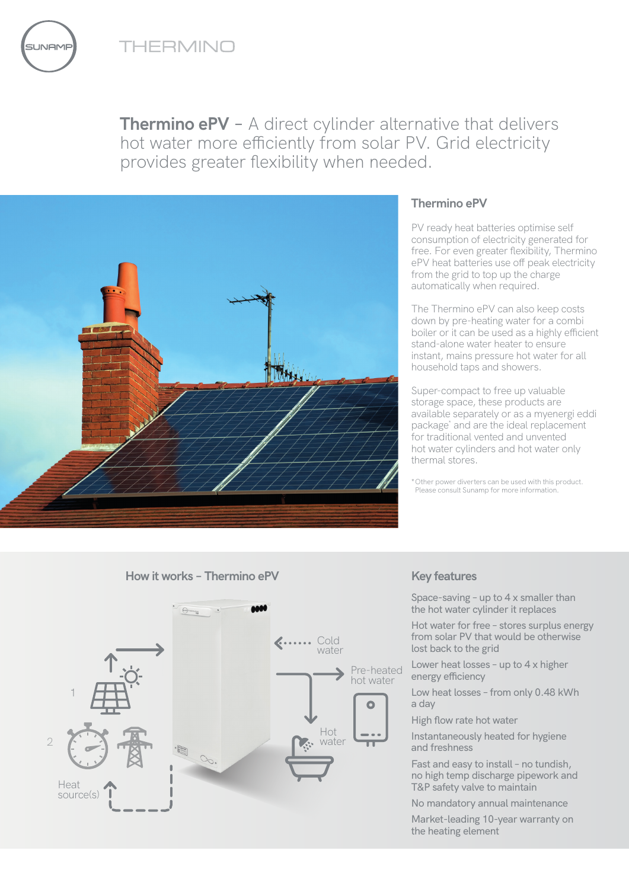SUNAMP

THERMINO

**Thermino ePV** – A direct cylinder alternative that delivers hot water more efficiently from solar PV. Grid electricity provides greater flexibility when needed.

## Thermino ePV

PV ready heat batteries optimise self consumption of electricity generated for free. For even greater flexibility, Thermino ePV heat batteries use off peak electricity from the grid to top up the charge automatically when required.

The Thermino ePV can also keep costs down by pre-heating water for a combi boiler or it can be used as a highly efficient stand-alone water heater to ensure instant, mains pressure hot water for all household taps and showers.

Super-compact to free up valuable storage space, these products are available separately or as a myenergi eddi package* and are the ideal replacement for traditional vented and unvented hot water cylinders and hot water only thermal stores.

*Other power diverters can be used with this product. Please consult Sunamp for more information.

## How it works – Thermino ePV

1

2

Heat source(s)

Cold water

Pre-heated hot water

Hot water

## Key features

- Space-saving – up to 4 x smaller than the hot water cylinder it replaces
- Hot water for free – stores surplus energy from solar PV that would be otherwise lost back to the grid
- Lower heat losses – up to 4 x higher energy efficiency
- Low heat losses – from only 0.48 kWh a day
- High flow rate hot water
- Instantaneously heated for hygiene and freshness
- Fast and easy to install – no tundish, no high temp discharge pipework and T&P safety valve to maintain
- No mandatory annual maintenance
- Market-leading 10-year warranty on the heating element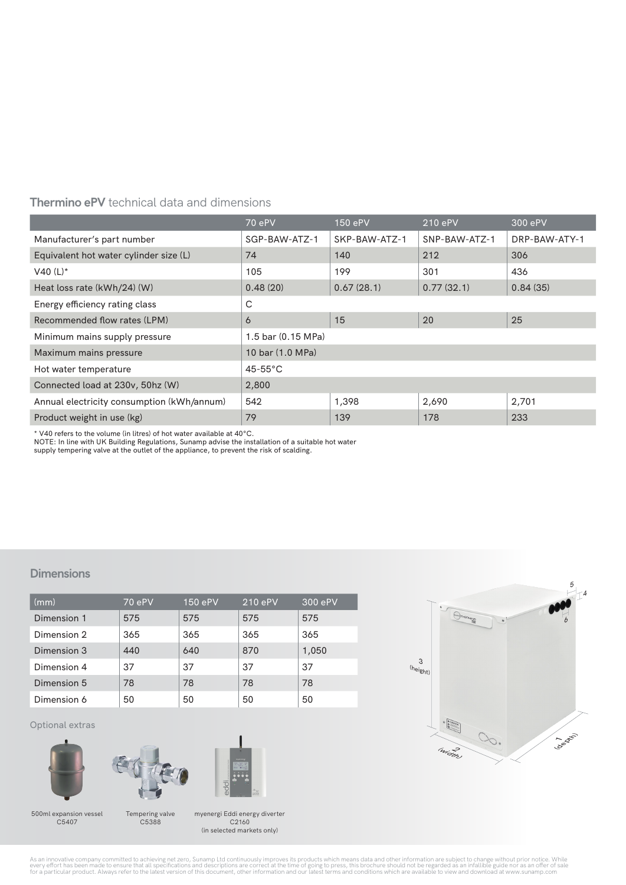## **Thermino ePV** technical data and dimensions

| | 70 ePV | 150 ePV | 210 ePV | 300 ePV |
|---|---|---|---|---|
| Manufacturer's part number | SGP-BAW-ATZ-1 | SKP-BAW-ATZ-1 | SNP-BAW-ATZ-1 | DRP-BAW-ATY-1 |
| Equivalent hot water cylinder size (L) | 74 | 140 | 212 | 306 |
| V40 (L)* | 105 | 199 | 301 | 436 |
| Heat loss rate (kWh/24) (W) | 0.48 (20) | 0.67 (28.1) | 0.77 (32.1) | 0.84 (35) |
| Energy efficiency rating class | C | | | |
| Recommended flow rates (LPM) | 6 | 15 | 20 | 25 |
| Minimum mains supply pressure | 1.5 bar (0.15 MPa) | | | |
| Maximum mains pressure | 10 bar (1.0 MPa) | | | |
| Hot water temperature | 45-55°C | | | |
| Connected load at 230v, 50hz (W) | 2,800 | | | |
| Annual electricity consumption (kWh/annum) | 542 | 1,398 | 2,690 | 2,701 |
| Product weight in use (kg) | 79 | 139 | 178 | 233 |

* V40 refers to the volume (in litres) of hot water available at 40°C.
NOTE: In line with UK Building Regulations, Sunamp advise the installation of a suitable hot water supply tempering valve at the outlet of the appliance, to prevent the risk of scalding.

## Dimensions

| (mm) | 70 ePV | 150 ePV | 210 ePV | 300 ePV |
|---|---|---|---|---|
| Dimension 1 | 575 | 575 | 575 | 575 |
| Dimension 2 | 365 | 365 | 365 | 365 |
| Dimension 3 | 440 | 640 | 870 | 1,050 |
| Dimension 4 | 37 | 37 | 37 | 37 |
| Dimension 5 | 78 | 78 | 78 | 78 |
| Dimension 6 | 50 | 50 | 50 | 50 |

1 (depth)
2 (width)
3 (height)
4
5
6

### Optional extras

500ml expansion vessel
C5407

Tempering valve
C5388

myenergi Eddi energy diverter
C2160
(in selected markets only)

As an innovative company committed to achieving net zero, Sunamp Ltd continuously improves its products which means data and other information are subject to change without prior notice. While every effort has been made to ensure that all specifications and descriptions are correct at the time of going to press, this brochure should not be regarded as an infallible guide nor as an offer of sale for a particular product. Always refer to the latest version of this document, other information and our latest terms and conditions which are available to view and download at www.sunamp.com